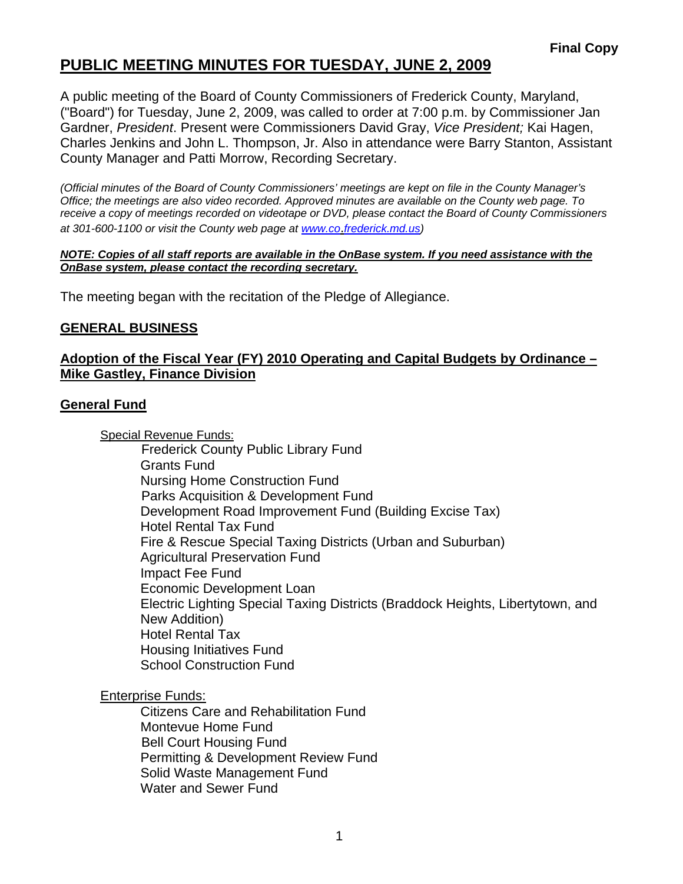**Final Copy**

# PUBLIC MEETING MINUTES FOR TUESDAY, JUNE 2, 2009

A public meeting of the Board of County Commissioners of Frederick County, Maryland, ("Board") for Tuesday, June 2, 2009, was called to order at 7:00 p.m. by Commissioner Jan Gardner, *President*. Present were Commissioners David Gray, *Vice President;* Kai Hagen, Charles Jenkins and John L. Thompson, Jr. Also in attendance were Barry Stanton, Assistant County Manager and Patti Morrow, Recording Secretary.

*(Official minutes of the Board of County Commissioners' meetings are kept on file in the County Manager's Office; the meetings are also video recorded. Approved minutes are available on the County web page. To receive a copy of meetings recorded on videotape or DVD, please contact the Board of County Commissioners at 301-600-1100 or visit the County web page at [www.co.frederick.md.us](http://www.co.frederick.md.us))*

***NOTE: Copies of all staff reports are available in the OnBase system. If you need assistance with the OnBase system, please contact the recording secretary.***

The meeting began with the recitation of the Pledge of Allegiance.

## GENERAL BUSINESS

### Adoption of the Fiscal Year (FY) 2010 Operating and Capital Budgets by Ordinance – Mike Gastley, Finance Division

### General Fund

Special Revenue Funds:

- Frederick County Public Library Fund
- Grants Fund
- Nursing Home Construction Fund
- Parks Acquisition & Development Fund
- Development Road Improvement Fund (Building Excise Tax)
- Hotel Rental Tax Fund
- Fire & Rescue Special Taxing Districts (Urban and Suburban)
- Agricultural Preservation Fund
- Impact Fee Fund
- Economic Development Loan
- Electric Lighting Special Taxing Districts (Braddock Heights, Libertytown, and New Addition)
- Hotel Rental Tax
- Housing Initiatives Fund
- School Construction Fund

Enterprise Funds:

- Citizens Care and Rehabilitation Fund
- Montevue Home Fund
- Bell Court Housing Fund
- Permitting & Development Review Fund
- Solid Waste Management Fund
- Water and Sewer Fund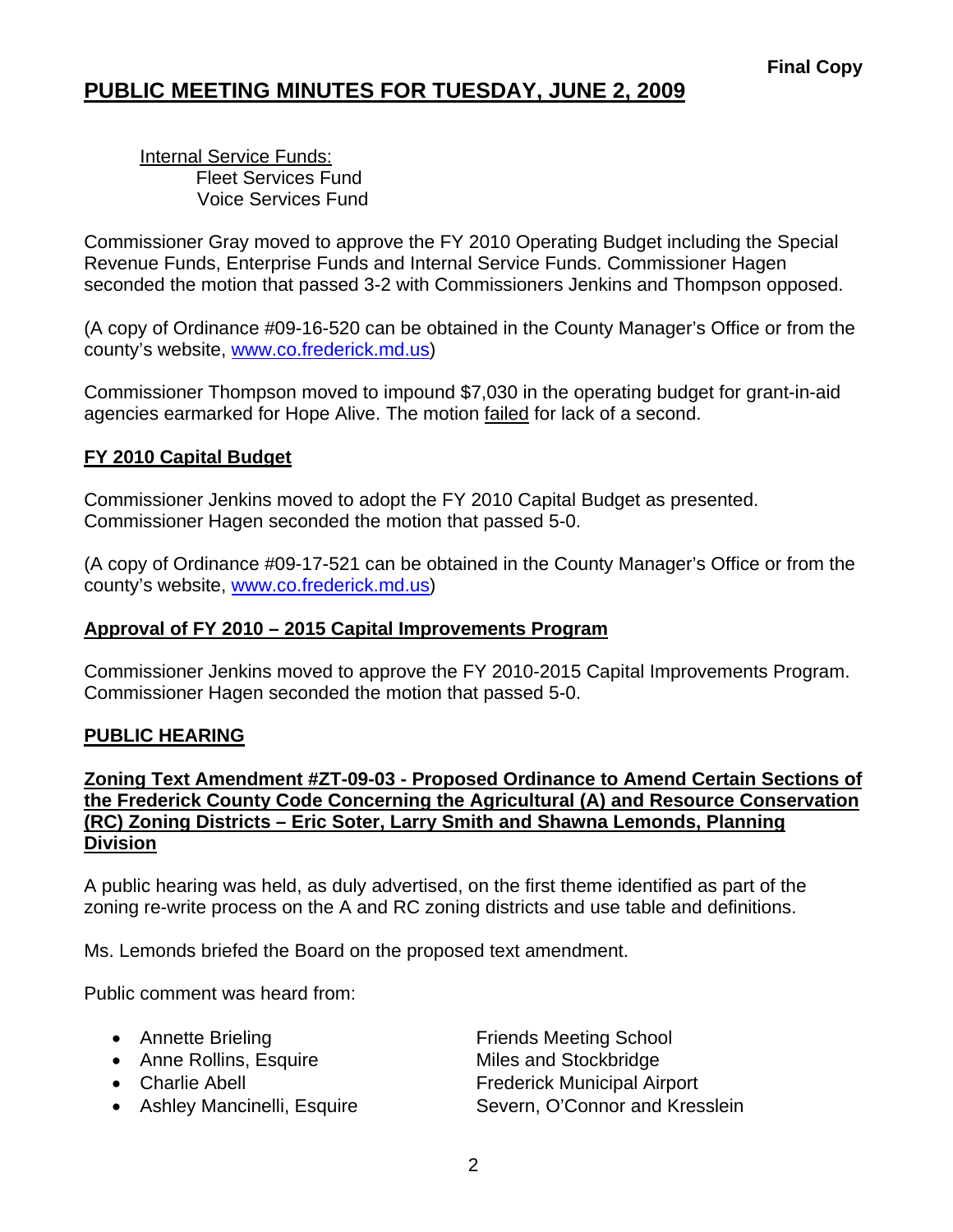Final Copy

# PUBLIC MEETING MINUTES FOR TUESDAY, JUNE 2, 2009

Internal Service Funds:
- Fleet Services Fund
- Voice Services Fund

Commissioner Gray moved to approve the FY 2010 Operating Budget including the Special Revenue Funds, Enterprise Funds and Internal Service Funds. Commissioner Hagen seconded the motion that passed 3-2 with Commissioners Jenkins and Thompson opposed.

(A copy of Ordinance #09-16-520 can be obtained in the County Manager's Office or from the county's website, www.co.frederick.md.us)

Commissioner Thompson moved to impound $7,030 in the operating budget for grant-in-aid agencies earmarked for Hope Alive. The motion failed for lack of a second.

## FY 2010 Capital Budget

Commissioner Jenkins moved to adopt the FY 2010 Capital Budget as presented. Commissioner Hagen seconded the motion that passed 5-0.

(A copy of Ordinance #09-17-521 can be obtained in the County Manager's Office or from the county's website, www.co.frederick.md.us)

## Approval of FY 2010 – 2015 Capital Improvements Program

Commissioner Jenkins moved to approve the FY 2010-2015 Capital Improvements Program. Commissioner Hagen seconded the motion that passed 5-0.

## PUBLIC HEARING

### Zoning Text Amendment #ZT-09-03 - Proposed Ordinance to Amend Certain Sections of the Frederick County Code Concerning the Agricultural (A) and Resource Conservation (RC) Zoning Districts – Eric Soter, Larry Smith and Shawna Lemonds, Planning Division

A public hearing was held, as duly advertised, on the first theme identified as part of the zoning re-write process on the A and RC zoning districts and use table and definitions.

Ms. Lemonds briefed the Board on the proposed text amendment.

Public comment was heard from:

- Annette Brieling — Friends Meeting School
- Anne Rollins, Esquire — Miles and Stockbridge
- Charlie Abell — Frederick Municipal Airport
- Ashley Mancinelli, Esquire — Severn, O'Connor and Kresslein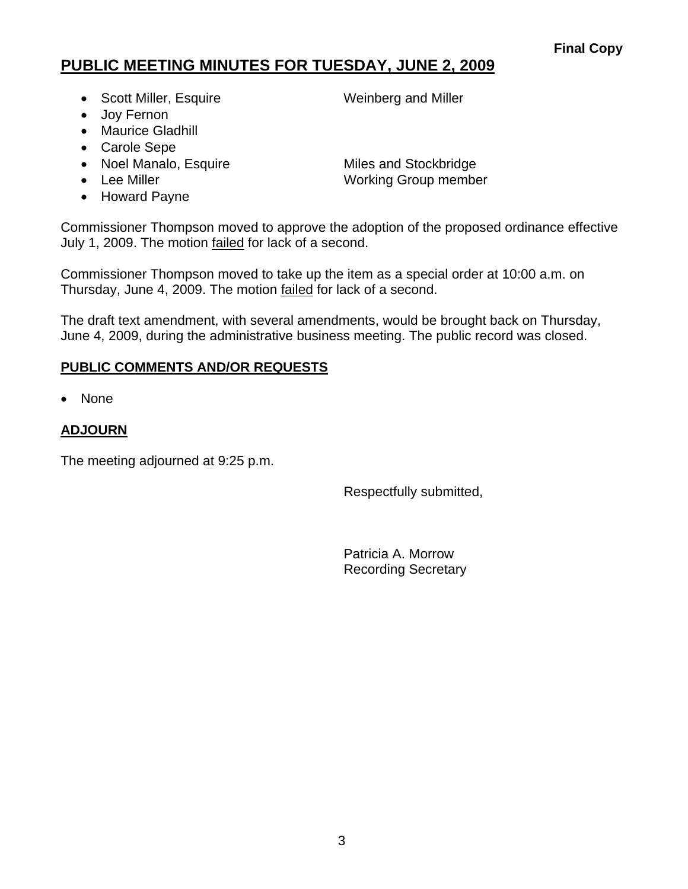**Final Copy**

# PUBLIC MEETING MINUTES FOR TUESDAY, JUNE 2, 2009

- Scott Miller, Esquire — Weinberg and Miller
- Joy Fernon
- Maurice Gladhill
- Carole Sepe
- Noel Manalo, Esquire — Miles and Stockbridge
- Lee Miller — Working Group member
- Howard Payne

Commissioner Thompson moved to approve the adoption of the proposed ordinance effective July 1, 2009. The motion failed for lack of a second.

Commissioner Thompson moved to take up the item as a special order at 10:00 a.m. on Thursday, June 4, 2009. The motion failed for lack of a second.

The draft text amendment, with several amendments, would be brought back on Thursday, June 4, 2009, during the administrative business meeting. The public record was closed.

## PUBLIC COMMENTS AND/OR REQUESTS

- None

## ADJOURN

The meeting adjourned at 9:25 p.m.

Respectfully submitted,

Patricia A. Morrow
Recording Secretary